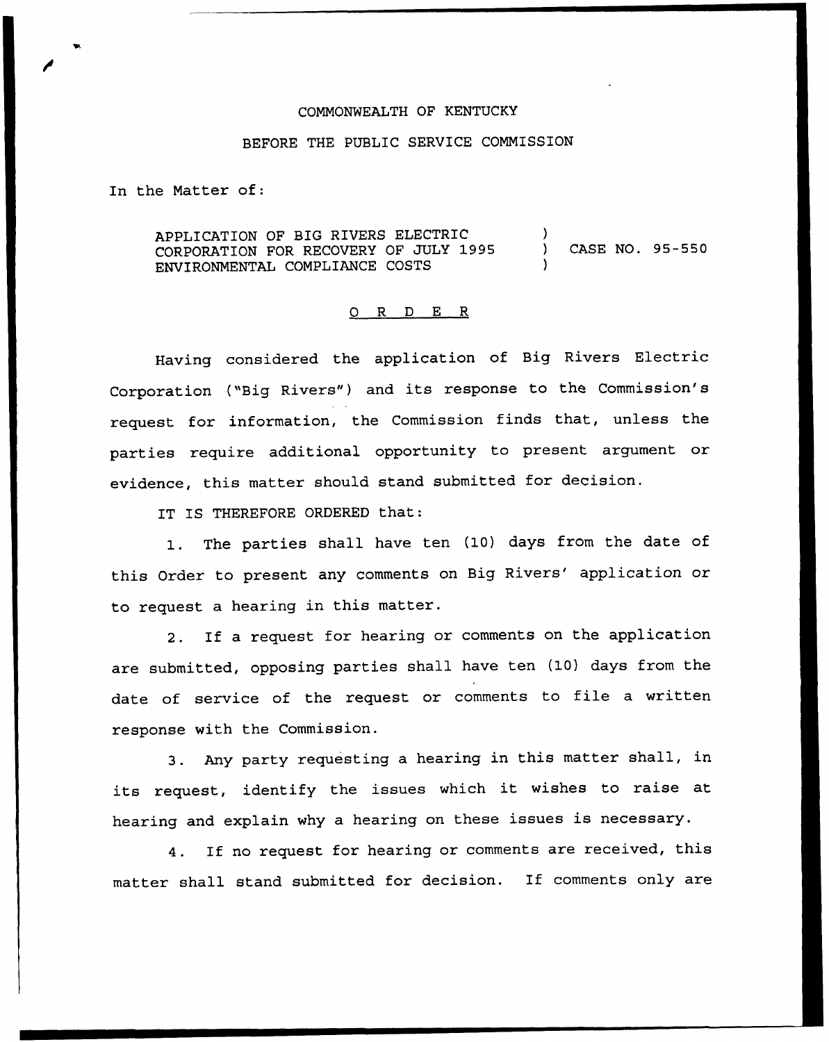COMMONWEALTH OF KENTUCKY

BEFORE THE PUBLIC SERVICE COMMISSION

In the Matter of:

APPLICATION OF BIG RIVERS ELECTRIC CORPORATION FOR RECOVERY OF JULY 1995 ENVIRONMENTAL COMPLIANCE COSTS ) CASE NO. 95-550

# ORDER

Having considered the application of Big Rivers Electric Corporation ("Big Rivers") and its response to the Commission's request for information, the Commission finds that, unless the parties require additional opportunity to present argument or evidence, this matter should stand submitted for decision.

IT IS THEREFORE ORDERED that:

1. The parties shall have ten (10) days from the date of this Order to present any comments on Big Rivers' application or to request a hearing in this matter.

2. If a request for hearing or comments on the application are submitted, opposing parties shall have ten (10) days from the date of service of the request or comments to file a written response with the Commission.

3. Any party requesting a hearing in this matter shall, in its request, identify the issues which it wishes to raise at hearing and explain why a hearing on these issues is necessary.

4. If no request for hearing or comments are received, this matter shall stand submitted for decision. If comments only are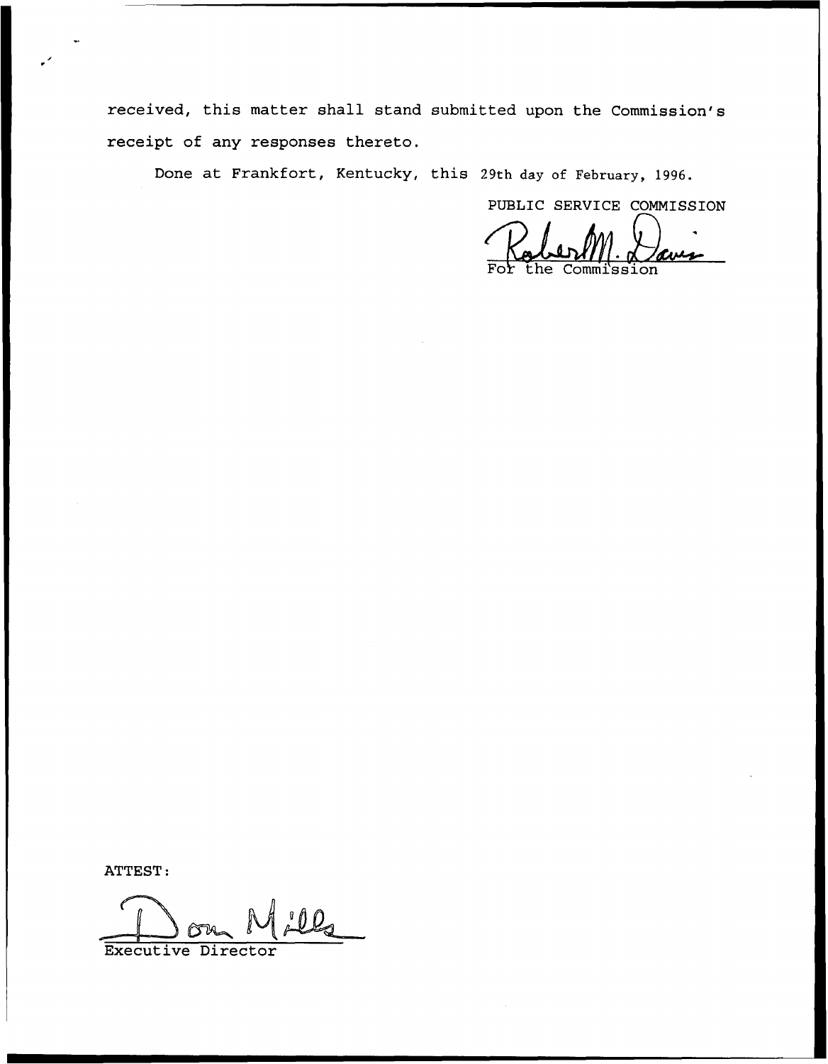received, this matter shall stand submitted upon the Commission's receipt of any responses thereto.

Done at Frankfort, Kentucky, this 29th day of February, 1996.

PUBLIC SERVICE COMMISSION

For the Commission

ATTEST:

Executive Director